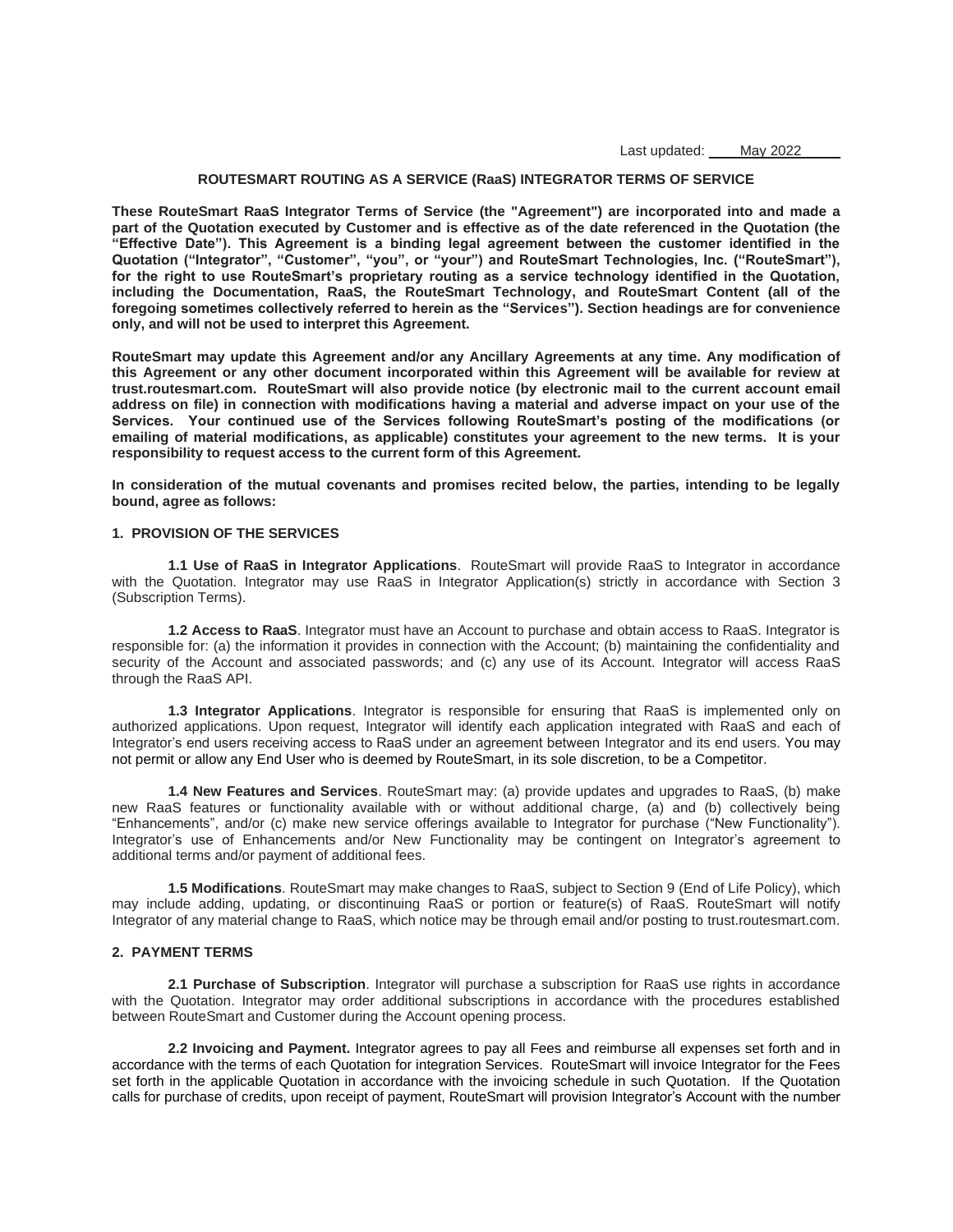Last updated: May 2022

## ROUTESMART ROUTING AS A SERVICE (RaaS) INTEGRATOR TERMS OF SERVICE

**These RouteSmart RaaS Integrator Terms of Service (the "Agreement") are incorporated into and made a part of the Quotation executed by Customer and is effective as of the date referenced in the Quotation (the "Effective Date"). This Agreement is a binding legal agreement between the customer identified in the Quotation ("Integrator", "Customer", "you", or "your") and RouteSmart Technologies, Inc. ("RouteSmart"), for the right to use RouteSmart's proprietary routing as a service technology identified in the Quotation, including the Documentation, RaaS, the RouteSmart Technology, and RouteSmart Content (all of the foregoing sometimes collectively referred to herein as the "Services"). Section headings are for convenience only, and will not be used to interpret this Agreement.**

**RouteSmart may update this Agreement and/or any Ancillary Agreements at any time. Any modification of this Agreement or any other document incorporated within this Agreement will be available for review at trust.routesmart.com. RouteSmart will also provide notice (by electronic mail to the current account email address on file) in connection with modifications having a material and adverse impact on your use of the Services. Your continued use of the Services following RouteSmart's posting of the modifications (or emailing of material modifications, as applicable) constitutes your agreement to the new terms. It is your responsibility to request access to the current form of this Agreement.**

**In consideration of the mutual covenants and promises recited below, the parties, intending to be legally bound, agree as follows:**

### 1. PROVISION OF THE SERVICES

**1.1 Use of RaaS in Integrator Applications**. RouteSmart will provide RaaS to Integrator in accordance with the Quotation. Integrator may use RaaS in Integrator Application(s) strictly in accordance with Section 3 (Subscription Terms).

**1.2 Access to RaaS**. Integrator must have an Account to purchase and obtain access to RaaS. Integrator is responsible for: (a) the information it provides in connection with the Account; (b) maintaining the confidentiality and security of the Account and associated passwords; and (c) any use of its Account. Integrator will access RaaS through the RaaS API.

**1.3 Integrator Applications**. Integrator is responsible for ensuring that RaaS is implemented only on authorized applications. Upon request, Integrator will identify each application integrated with RaaS and each of Integrator's end users receiving access to RaaS under an agreement between Integrator and its end users. You may not permit or allow any End User who is deemed by RouteSmart, in its sole discretion, to be a Competitor.

**1.4 New Features and Services**. RouteSmart may: (a) provide updates and upgrades to RaaS, (b) make new RaaS features or functionality available with or without additional charge, (a) and (b) collectively being "Enhancements", and/or (c) make new service offerings available to Integrator for purchase ("New Functionality"). Integrator's use of Enhancements and/or New Functionality may be contingent on Integrator's agreement to additional terms and/or payment of additional fees.

**1.5 Modifications**. RouteSmart may make changes to RaaS, subject to Section 9 (End of Life Policy), which may include adding, updating, or discontinuing RaaS or portion or feature(s) of RaaS. RouteSmart will notify Integrator of any material change to RaaS, which notice may be through email and/or posting to trust.routesmart.com.

### 2. PAYMENT TERMS

**2.1 Purchase of Subscription**. Integrator will purchase a subscription for RaaS use rights in accordance with the Quotation. Integrator may order additional subscriptions in accordance with the procedures established between RouteSmart and Customer during the Account opening process.

**2.2 Invoicing and Payment.** Integrator agrees to pay all Fees and reimburse all expenses set forth and in accordance with the terms of each Quotation for integration Services. RouteSmart will invoice Integrator for the Fees set forth in the applicable Quotation in accordance with the invoicing schedule in such Quotation. If the Quotation calls for purchase of credits, upon receipt of payment, RouteSmart will provision Integrator's Account with the number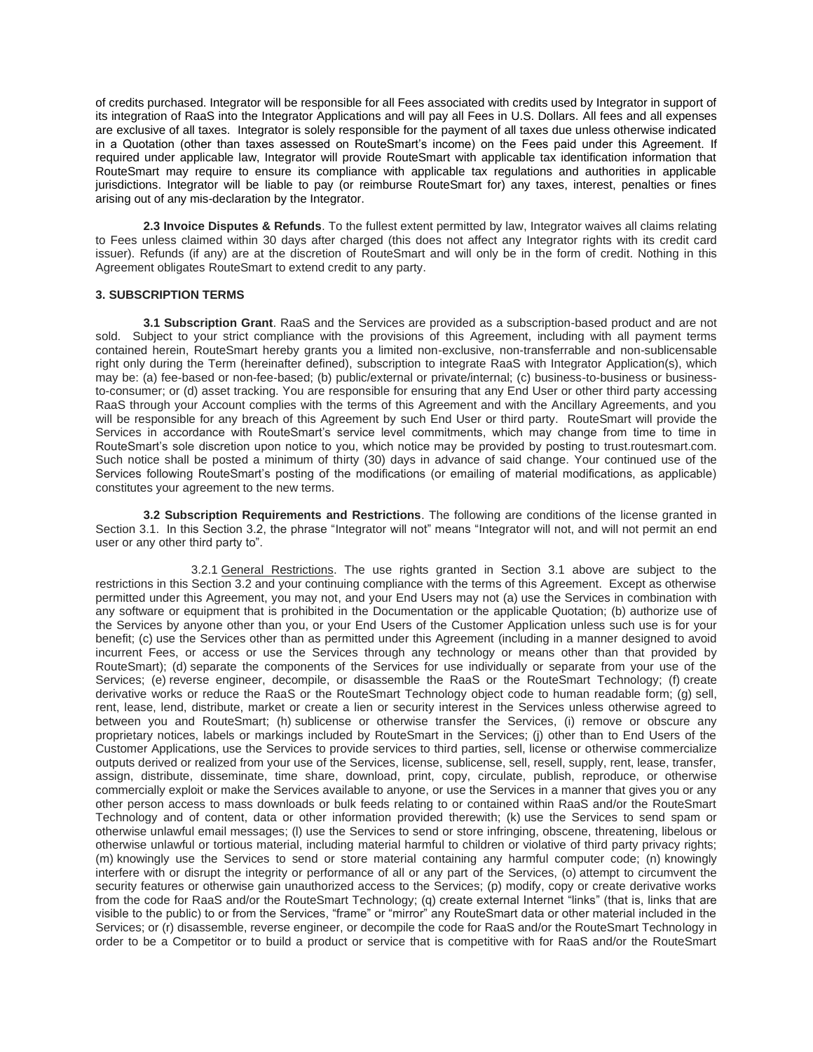of credits purchased. Integrator will be responsible for all Fees associated with credits used by Integrator in support of its integration of RaaS into the Integrator Applications and will pay all Fees in U.S. Dollars. All fees and all expenses are exclusive of all taxes. Integrator is solely responsible for the payment of all taxes due unless otherwise indicated in a Quotation (other than taxes assessed on RouteSmart's income) on the Fees paid under this Agreement. If required under applicable law, Integrator will provide RouteSmart with applicable tax identification information that RouteSmart may require to ensure its compliance with applicable tax regulations and authorities in applicable jurisdictions. Integrator will be liable to pay (or reimburse RouteSmart for) any taxes, interest, penalties or fines arising out of any mis-declaration by the Integrator.

**2.3 Invoice Disputes & Refunds**. To the fullest extent permitted by law, Integrator waives all claims relating to Fees unless claimed within 30 days after charged (this does not affect any Integrator rights with its credit card issuer). Refunds (if any) are at the discretion of RouteSmart and will only be in the form of credit. Nothing in this Agreement obligates RouteSmart to extend credit to any party.

**3. SUBSCRIPTION TERMS**

**3.1 Subscription Grant**. RaaS and the Services are provided as a subscription-based product and are not sold. Subject to your strict compliance with the provisions of this Agreement, including with all payment terms contained herein, RouteSmart hereby grants you a limited non-exclusive, non-transferrable and non-sublicensable right only during the Term (hereinafter defined), subscription to integrate RaaS with Integrator Application(s), which may be: (a) fee-based or non-fee-based; (b) public/external or private/internal; (c) business-to-business or business-to-consumer; or (d) asset tracking. You are responsible for ensuring that any End User or other third party accessing RaaS through your Account complies with the terms of this Agreement and with the Ancillary Agreements, and you will be responsible for any breach of this Agreement by such End User or third party. RouteSmart will provide the Services in accordance with RouteSmart's service level commitments, which may change from time to time in RouteSmart's sole discretion upon notice to you, which notice may be provided by posting to trust.routesmart.com. Such notice shall be posted a minimum of thirty (30) days in advance of said change. Your continued use of the Services following RouteSmart's posting of the modifications (or emailing of material modifications, as applicable) constitutes your agreement to the new terms.

**3.2 Subscription Requirements and Restrictions**. The following are conditions of the license granted in Section 3.1. In this Section 3.2, the phrase "Integrator will not" means "Integrator will not, and will not permit an end user or any other third party to".

3.2.1 General Restrictions. The use rights granted in Section 3.1 above are subject to the restrictions in this Section 3.2 and your continuing compliance with the terms of this Agreement. Except as otherwise permitted under this Agreement, you may not, and your End Users may not (a) use the Services in combination with any software or equipment that is prohibited in the Documentation or the applicable Quotation; (b) authorize use of the Services by anyone other than you, or your End Users of the Customer Application unless such use is for your benefit; (c) use the Services other than as permitted under this Agreement (including in a manner designed to avoid incurrent Fees, or access or use the Services through any technology or means other than that provided by RouteSmart); (d) separate the components of the Services for use individually or separate from your use of the Services; (e) reverse engineer, decompile, or disassemble the RaaS or the RouteSmart Technology; (f) create derivative works or reduce the RaaS or the RouteSmart Technology object code to human readable form; (g) sell, rent, lease, lend, distribute, market or create a lien or security interest in the Services unless otherwise agreed to between you and RouteSmart; (h) sublicense or otherwise transfer the Services, (i) remove or obscure any proprietary notices, labels or markings included by RouteSmart in the Services; (j) other than to End Users of the Customer Applications, use the Services to provide services to third parties, sell, license or otherwise commercialize outputs derived or realized from your use of the Services, license, sublicense, sell, resell, supply, rent, lease, transfer, assign, distribute, disseminate, time share, download, print, copy, circulate, publish, reproduce, or otherwise commercially exploit or make the Services available to anyone, or use the Services in a manner that gives you or any other person access to mass downloads or bulk feeds relating to or contained within RaaS and/or the RouteSmart Technology and of content, data or other information provided therewith; (k) use the Services to send spam or otherwise unlawful email messages; (l) use the Services to send or store infringing, obscene, threatening, libelous or otherwise unlawful or tortious material, including material harmful to children or violative of third party privacy rights; (m) knowingly use the Services to send or store material containing any harmful computer code; (n) knowingly interfere with or disrupt the integrity or performance of all or any part of the Services, (o) attempt to circumvent the security features or otherwise gain unauthorized access to the Services; (p) modify, copy or create derivative works from the code for RaaS and/or the RouteSmart Technology; (q) create external Internet "links" (that is, links that are visible to the public) to or from the Services, "frame" or "mirror" any RouteSmart data or other material included in the Services; or (r) disassemble, reverse engineer, or decompile the code for RaaS and/or the RouteSmart Technology in order to be a Competitor or to build a product or service that is competitive with for RaaS and/or the RouteSmart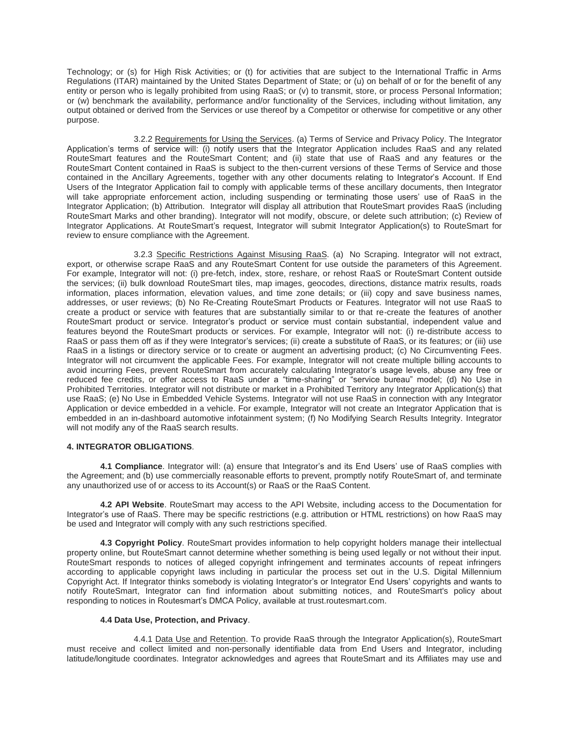Technology; or (s) for High Risk Activities; or (t) for activities that are subject to the International Traffic in Arms Regulations (ITAR) maintained by the United States Department of State; or (u) on behalf of or for the benefit of any entity or person who is legally prohibited from using RaaS; or (v) to transmit, store, or process Personal Information; or (w) benchmark the availability, performance and/or functionality of the Services, including without limitation, any output obtained or derived from the Services or use thereof by a Competitor or otherwise for competitive or any other purpose.

3.2.2 Requirements for Using the Services. (a) Terms of Service and Privacy Policy. The Integrator Application's terms of service will: (i) notify users that the Integrator Application includes RaaS and any related RouteSmart features and the RouteSmart Content; and (ii) state that use of RaaS and any features or the RouteSmart Content contained in RaaS is subject to the then-current versions of these Terms of Service and those contained in the Ancillary Agreements, together with any other documents relating to Integrator's Account. If End Users of the Integrator Application fail to comply with applicable terms of these ancillary documents, then Integrator will take appropriate enforcement action, including suspending or terminating those users' use of RaaS in the Integrator Application; (b) Attribution. Integrator will display all attribution that RouteSmart provides RaaS (including RouteSmart Marks and other branding). Integrator will not modify, obscure, or delete such attribution; (c) Review of Integrator Applications. At RouteSmart's request, Integrator will submit Integrator Application(s) to RouteSmart for review to ensure compliance with the Agreement.

3.2.3 Specific Restrictions Against Misusing RaaS. (a) No Scraping. Integrator will not extract, export, or otherwise scrape RaaS and any RouteSmart Content for use outside the parameters of this Agreement. For example, Integrator will not: (i) pre-fetch, index, store, reshare, or rehost RaaS or RouteSmart Content outside the services; (ii) bulk download RouteSmart tiles, map images, geocodes, directions, distance matrix results, roads information, places information, elevation values, and time zone details; or (iii) copy and save business names, addresses, or user reviews; (b) No Re-Creating RouteSmart Products or Features. Integrator will not use RaaS to create a product or service with features that are substantially similar to or that re-create the features of another RouteSmart product or service. Integrator's product or service must contain substantial, independent value and features beyond the RouteSmart products or services. For example, Integrator will not: (i) re-distribute access to RaaS or pass them off as if they were Integrator's services; (ii) create a substitute of RaaS, or its features; or (iii) use RaaS in a listings or directory service or to create or augment an advertising product; (c) No Circumventing Fees. Integrator will not circumvent the applicable Fees. For example, Integrator will not create multiple billing accounts to avoid incurring Fees, prevent RouteSmart from accurately calculating Integrator's usage levels, abuse any free or reduced fee credits, or offer access to RaaS under a "time-sharing" or "service bureau" model; (d) No Use in Prohibited Territories. Integrator will not distribute or market in a Prohibited Territory any Integrator Application(s) that use RaaS; (e) No Use in Embedded Vehicle Systems. Integrator will not use RaaS in connection with any Integrator Application or device embedded in a vehicle. For example, Integrator will not create an Integrator Application that is embedded in an in-dashboard automotive infotainment system; (f) No Modifying Search Results Integrity. Integrator will not modify any of the RaaS search results.

**4. INTEGRATOR OBLIGATIONS**.

**4.1 Compliance**. Integrator will: (a) ensure that Integrator's and its End Users' use of RaaS complies with the Agreement; and (b) use commercially reasonable efforts to prevent, promptly notify RouteSmart of, and terminate any unauthorized use of or access to its Account(s) or RaaS or the RaaS Content.

**4.2 API Website**. RouteSmart may access to the API Website, including access to the Documentation for Integrator's use of RaaS. There may be specific restrictions (e.g. attribution or HTML restrictions) on how RaaS may be used and Integrator will comply with any such restrictions specified.

**4.3 Copyright Policy**. RouteSmart provides information to help copyright holders manage their intellectual property online, but RouteSmart cannot determine whether something is being used legally or not without their input. RouteSmart responds to notices of alleged copyright infringement and terminates accounts of repeat infringers according to applicable copyright laws including in particular the process set out in the U.S. Digital Millennium Copyright Act. If Integrator thinks somebody is violating Integrator's or Integrator End Users' copyrights and wants to notify RouteSmart, Integrator can find information about submitting notices, and RouteSmart's policy about responding to notices in Routesmart's DMCA Policy, available at trust.routesmart.com.

**4.4 Data Use, Protection, and Privacy**.

4.4.1 Data Use and Retention. To provide RaaS through the Integrator Application(s), RouteSmart must receive and collect limited and non-personally identifiable data from End Users and Integrator, including latitude/longitude coordinates. Integrator acknowledges and agrees that RouteSmart and its Affiliates may use and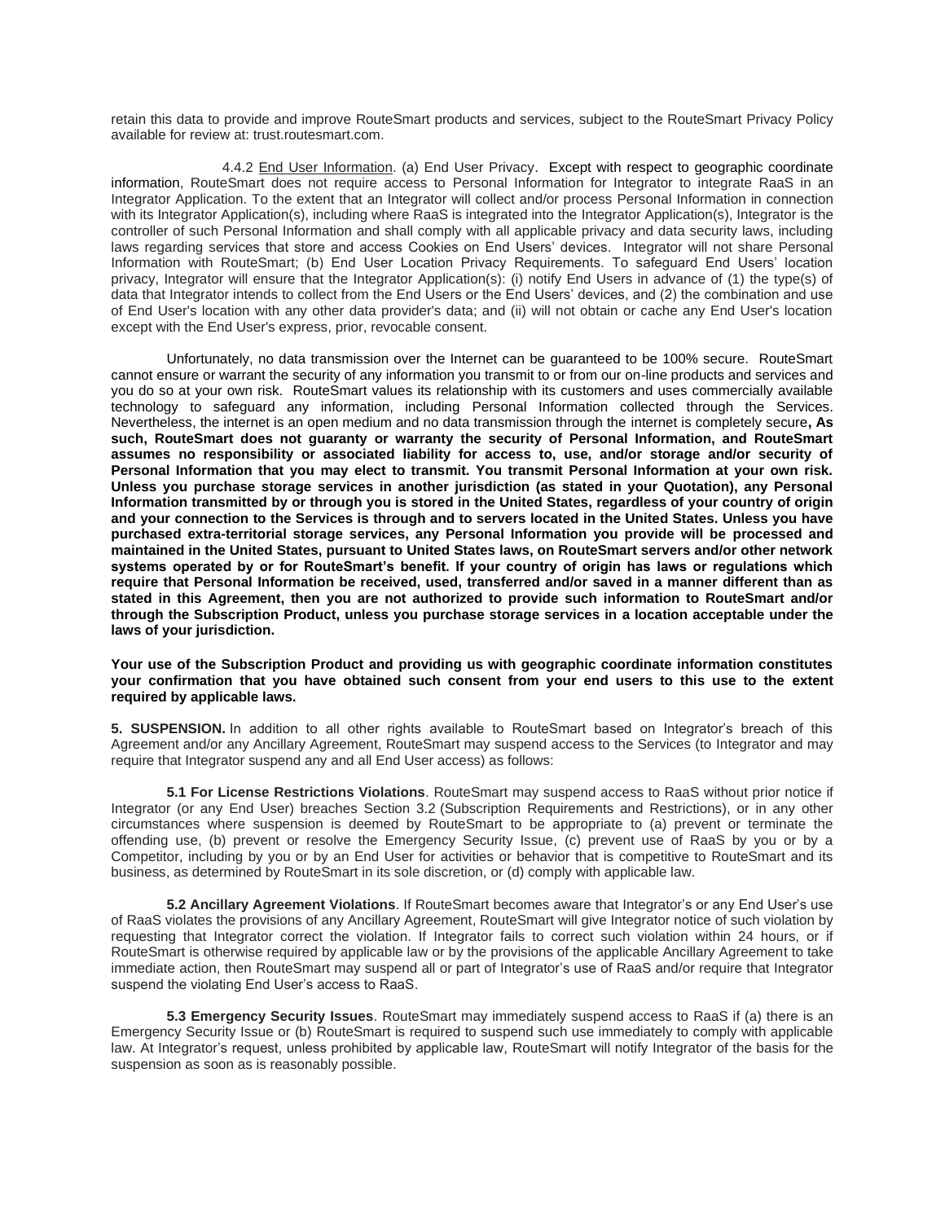retain this data to provide and improve RouteSmart products and services, subject to the RouteSmart Privacy Policy available for review at: trust.routesmart.com.

4.4.2 <u>End User Information</u>. (a) End User Privacy. Except with respect to geographic coordinate information, RouteSmart does not require access to Personal Information for Integrator to integrate RaaS in an Integrator Application. To the extent that an Integrator will collect and/or process Personal Information in connection with its Integrator Application(s), including where RaaS is integrated into the Integrator Application(s), Integrator is the controller of such Personal Information and shall comply with all applicable privacy and data security laws, including laws regarding services that store and access Cookies on End Users' devices. Integrator will not share Personal Information with RouteSmart; (b) End User Location Privacy Requirements. To safeguard End Users' location privacy, Integrator will ensure that the Integrator Application(s): (i) notify End Users in advance of (1) the type(s) of data that Integrator intends to collect from the End Users or the End Users' devices, and (2) the combination and use of End User's location with any other data provider's data; and (ii) will not obtain or cache any End User's location except with the End User's express, prior, revocable consent.

Unfortunately, no data transmission over the Internet can be guaranteed to be 100% secure. RouteSmart cannot ensure or warrant the security of any information you transmit to or from our on-line products and services and you do so at your own risk. RouteSmart values its relationship with its customers and uses commercially available technology to safeguard any information, including Personal Information collected through the Services. Nevertheless, the internet is an open medium and no data transmission through the internet is completely secure**, As such, RouteSmart does not guaranty or warranty the security of Personal Information, and RouteSmart assumes no responsibility or associated liability for access to, use, and/or storage and/or security of Personal Information that you may elect to transmit. You transmit Personal Information at your own risk. Unless you purchase storage services in another jurisdiction (as stated in your Quotation), any Personal Information transmitted by or through you is stored in the United States, regardless of your country of origin and your connection to the Services is through and to servers located in the United States. Unless you have purchased extra-territorial storage services, any Personal Information you provide will be processed and maintained in the United States, pursuant to United States laws, on RouteSmart servers and/or other network systems operated by or for RouteSmart's benefit. If your country of origin has laws or regulations which require that Personal Information be received, used, transferred and/or saved in a manner different than as stated in this Agreement, then you are not authorized to provide such information to RouteSmart and/or through the Subscription Product, unless you purchase storage services in a location acceptable under the laws of your jurisdiction.**

**Your use of the Subscription Product and providing us with geographic coordinate information constitutes your confirmation that you have obtained such consent from your end users to this use to the extent required by applicable laws.**

**5. SUSPENSION.** In addition to all other rights available to RouteSmart based on Integrator's breach of this Agreement and/or any Ancillary Agreement, RouteSmart may suspend access to the Services (to Integrator and may require that Integrator suspend any and all End User access) as follows:

**5.1 For License Restrictions Violations**. RouteSmart may suspend access to RaaS without prior notice if Integrator (or any End User) breaches Section 3.2 (Subscription Requirements and Restrictions), or in any other circumstances where suspension is deemed by RouteSmart to be appropriate to (a) prevent or terminate the offending use, (b) prevent or resolve the Emergency Security Issue, (c) prevent use of RaaS by you or by a Competitor, including by you or by an End User for activities or behavior that is competitive to RouteSmart and its business, as determined by RouteSmart in its sole discretion, or (d) comply with applicable law.

**5.2 Ancillary Agreement Violations**. If RouteSmart becomes aware that Integrator's or any End User's use of RaaS violates the provisions of any Ancillary Agreement, RouteSmart will give Integrator notice of such violation by requesting that Integrator correct the violation. If Integrator fails to correct such violation within 24 hours, or if RouteSmart is otherwise required by applicable law or by the provisions of the applicable Ancillary Agreement to take immediate action, then RouteSmart may suspend all or part of Integrator's use of RaaS and/or require that Integrator suspend the violating End User's access to RaaS.

**5.3 Emergency Security Issues**. RouteSmart may immediately suspend access to RaaS if (a) there is an Emergency Security Issue or (b) RouteSmart is required to suspend such use immediately to comply with applicable law. At Integrator's request, unless prohibited by applicable law, RouteSmart will notify Integrator of the basis for the suspension as soon as is reasonably possible.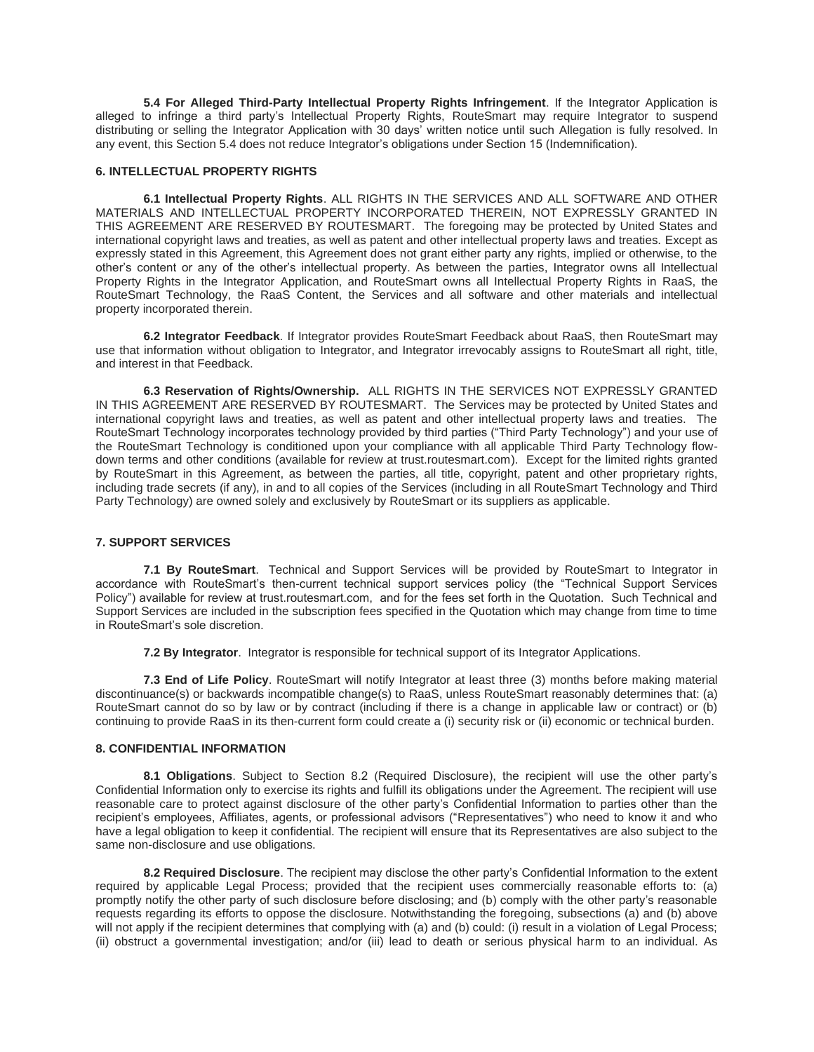**5.4 For Alleged Third-Party Intellectual Property Rights Infringement**. If the Integrator Application is alleged to infringe a third party's Intellectual Property Rights, RouteSmart may require Integrator to suspend distributing or selling the Integrator Application with 30 days' written notice until such Allegation is fully resolved. In any event, this Section 5.4 does not reduce Integrator's obligations under Section 15 (Indemnification).

## 6. INTELLECTUAL PROPERTY RIGHTS

**6.1 Intellectual Property Rights**. ALL RIGHTS IN THE SERVICES AND ALL SOFTWARE AND OTHER MATERIALS AND INTELLECTUAL PROPERTY INCORPORATED THEREIN, NOT EXPRESSLY GRANTED IN THIS AGREEMENT ARE RESERVED BY ROUTESMART. The foregoing may be protected by United States and international copyright laws and treaties, as well as patent and other intellectual property laws and treaties. Except as expressly stated in this Agreement, this Agreement does not grant either party any rights, implied or otherwise, to the other's content or any of the other's intellectual property. As between the parties, Integrator owns all Intellectual Property Rights in the Integrator Application, and RouteSmart owns all Intellectual Property Rights in RaaS, the RouteSmart Technology, the RaaS Content, the Services and all software and other materials and intellectual property incorporated therein.

**6.2 Integrator Feedback**. If Integrator provides RouteSmart Feedback about RaaS, then RouteSmart may use that information without obligation to Integrator, and Integrator irrevocably assigns to RouteSmart all right, title, and interest in that Feedback.

**6.3 Reservation of Rights/Ownership.** ALL RIGHTS IN THE SERVICES NOT EXPRESSLY GRANTED IN THIS AGREEMENT ARE RESERVED BY ROUTESMART. The Services may be protected by United States and international copyright laws and treaties, as well as patent and other intellectual property laws and treaties. The RouteSmart Technology incorporates technology provided by third parties ("Third Party Technology") and your use of the RouteSmart Technology is conditioned upon your compliance with all applicable Third Party Technology flow-down terms and other conditions (available for review at trust.routesmart.com). Except for the limited rights granted by RouteSmart in this Agreement, as between the parties, all title, copyright, patent and other proprietary rights, including trade secrets (if any), in and to all copies of the Services (including in all RouteSmart Technology and Third Party Technology) are owned solely and exclusively by RouteSmart or its suppliers as applicable.

## 7. SUPPORT SERVICES

**7.1 By RouteSmart**. Technical and Support Services will be provided by RouteSmart to Integrator in accordance with RouteSmart's then-current technical support services policy (the "Technical Support Services Policy") available for review at trust.routesmart.com, and for the fees set forth in the Quotation. Such Technical and Support Services are included in the subscription fees specified in the Quotation which may change from time to time in RouteSmart's sole discretion.

**7.2 By Integrator**. Integrator is responsible for technical support of its Integrator Applications.

**7.3 End of Life Policy**. RouteSmart will notify Integrator at least three (3) months before making material discontinuance(s) or backwards incompatible change(s) to RaaS, unless RouteSmart reasonably determines that: (a) RouteSmart cannot do so by law or by contract (including if there is a change in applicable law or contract) or (b) continuing to provide RaaS in its then-current form could create a (i) security risk or (ii) economic or technical burden.

## 8. CONFIDENTIAL INFORMATION

**8.1 Obligations**. Subject to Section 8.2 (Required Disclosure), the recipient will use the other party's Confidential Information only to exercise its rights and fulfill its obligations under the Agreement. The recipient will use reasonable care to protect against disclosure of the other party's Confidential Information to parties other than the recipient's employees, Affiliates, agents, or professional advisors ("Representatives") who need to know it and who have a legal obligation to keep it confidential. The recipient will ensure that its Representatives are also subject to the same non-disclosure and use obligations.

**8.2 Required Disclosure**. The recipient may disclose the other party's Confidential Information to the extent required by applicable Legal Process; provided that the recipient uses commercially reasonable efforts to: (a) promptly notify the other party of such disclosure before disclosing; and (b) comply with the other party's reasonable requests regarding its efforts to oppose the disclosure. Notwithstanding the foregoing, subsections (a) and (b) above will not apply if the recipient determines that complying with (a) and (b) could: (i) result in a violation of Legal Process; (ii) obstruct a governmental investigation; and/or (iii) lead to death or serious physical harm to an individual. As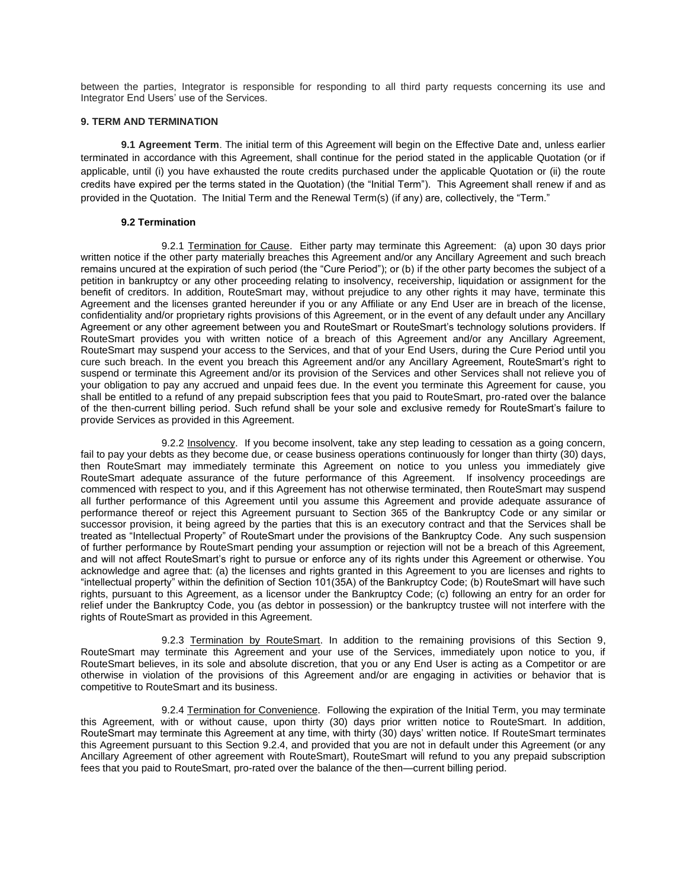between the parties, Integrator is responsible for responding to all third party requests concerning its use and Integrator End Users' use of the Services.

## 9. TERM AND TERMINATION

**9.1 Agreement Term**. The initial term of this Agreement will begin on the Effective Date and, unless earlier terminated in accordance with this Agreement, shall continue for the period stated in the applicable Quotation (or if applicable, until (i) you have exhausted the route credits purchased under the applicable Quotation or (ii) the route credits have expired per the terms stated in the Quotation) (the "Initial Term"). This Agreement shall renew if and as provided in the Quotation. The Initial Term and the Renewal Term(s) (if any) are, collectively, the "Term."

**9.2 Termination**

9.2.1 Termination for Cause. Either party may terminate this Agreement: (a) upon 30 days prior written notice if the other party materially breaches this Agreement and/or any Ancillary Agreement and such breach remains uncured at the expiration of such period (the "Cure Period"); or (b) if the other party becomes the subject of a petition in bankruptcy or any other proceeding relating to insolvency, receivership, liquidation or assignment for the benefit of creditors. In addition, RouteSmart may, without prejudice to any other rights it may have, terminate this Agreement and the licenses granted hereunder if you or any Affiliate or any End User are in breach of the license, confidentiality and/or proprietary rights provisions of this Agreement, or in the event of any default under any Ancillary Agreement or any other agreement between you and RouteSmart or RouteSmart's technology solutions providers. If RouteSmart provides you with written notice of a breach of this Agreement and/or any Ancillary Agreement, RouteSmart may suspend your access to the Services, and that of your End Users, during the Cure Period until you cure such breach. In the event you breach this Agreement and/or any Ancillary Agreement, RouteSmart's right to suspend or terminate this Agreement and/or its provision of the Services and other Services shall not relieve you of your obligation to pay any accrued and unpaid fees due. In the event you terminate this Agreement for cause, you shall be entitled to a refund of any prepaid subscription fees that you paid to RouteSmart, pro-rated over the balance of the then-current billing period. Such refund shall be your sole and exclusive remedy for RouteSmart's failure to provide Services as provided in this Agreement.

9.2.2 Insolvency. If you become insolvent, take any step leading to cessation as a going concern, fail to pay your debts as they become due, or cease business operations continuously for longer than thirty (30) days, then RouteSmart may immediately terminate this Agreement on notice to you unless you immediately give RouteSmart adequate assurance of the future performance of this Agreement. If insolvency proceedings are commenced with respect to you, and if this Agreement has not otherwise terminated, then RouteSmart may suspend all further performance of this Agreement until you assume this Agreement and provide adequate assurance of performance thereof or reject this Agreement pursuant to Section 365 of the Bankruptcy Code or any similar or successor provision, it being agreed by the parties that this is an executory contract and that the Services shall be treated as "Intellectual Property" of RouteSmart under the provisions of the Bankruptcy Code. Any such suspension of further performance by RouteSmart pending your assumption or rejection will not be a breach of this Agreement, and will not affect RouteSmart's right to pursue or enforce any of its rights under this Agreement or otherwise. You acknowledge and agree that: (a) the licenses and rights granted in this Agreement to you are licenses and rights to "intellectual property" within the definition of Section 101(35A) of the Bankruptcy Code; (b) RouteSmart will have such rights, pursuant to this Agreement, as a licensor under the Bankruptcy Code; (c) following an entry for an order for relief under the Bankruptcy Code, you (as debtor in possession) or the bankruptcy trustee will not interfere with the rights of RouteSmart as provided in this Agreement.

9.2.3 Termination by RouteSmart. In addition to the remaining provisions of this Section 9, RouteSmart may terminate this Agreement and your use of the Services, immediately upon notice to you, if RouteSmart believes, in its sole and absolute discretion, that you or any End User is acting as a Competitor or are otherwise in violation of the provisions of this Agreement and/or are engaging in activities or behavior that is competitive to RouteSmart and its business.

9.2.4 Termination for Convenience. Following the expiration of the Initial Term, you may terminate this Agreement, with or without cause, upon thirty (30) days prior written notice to RouteSmart. In addition, RouteSmart may terminate this Agreement at any time, with thirty (30) days' written notice. If RouteSmart terminates this Agreement pursuant to this Section 9.2.4, and provided that you are not in default under this Agreement (or any Ancillary Agreement of other agreement with RouteSmart), RouteSmart will refund to you any prepaid subscription fees that you paid to RouteSmart, pro-rated over the balance of the then—current billing period.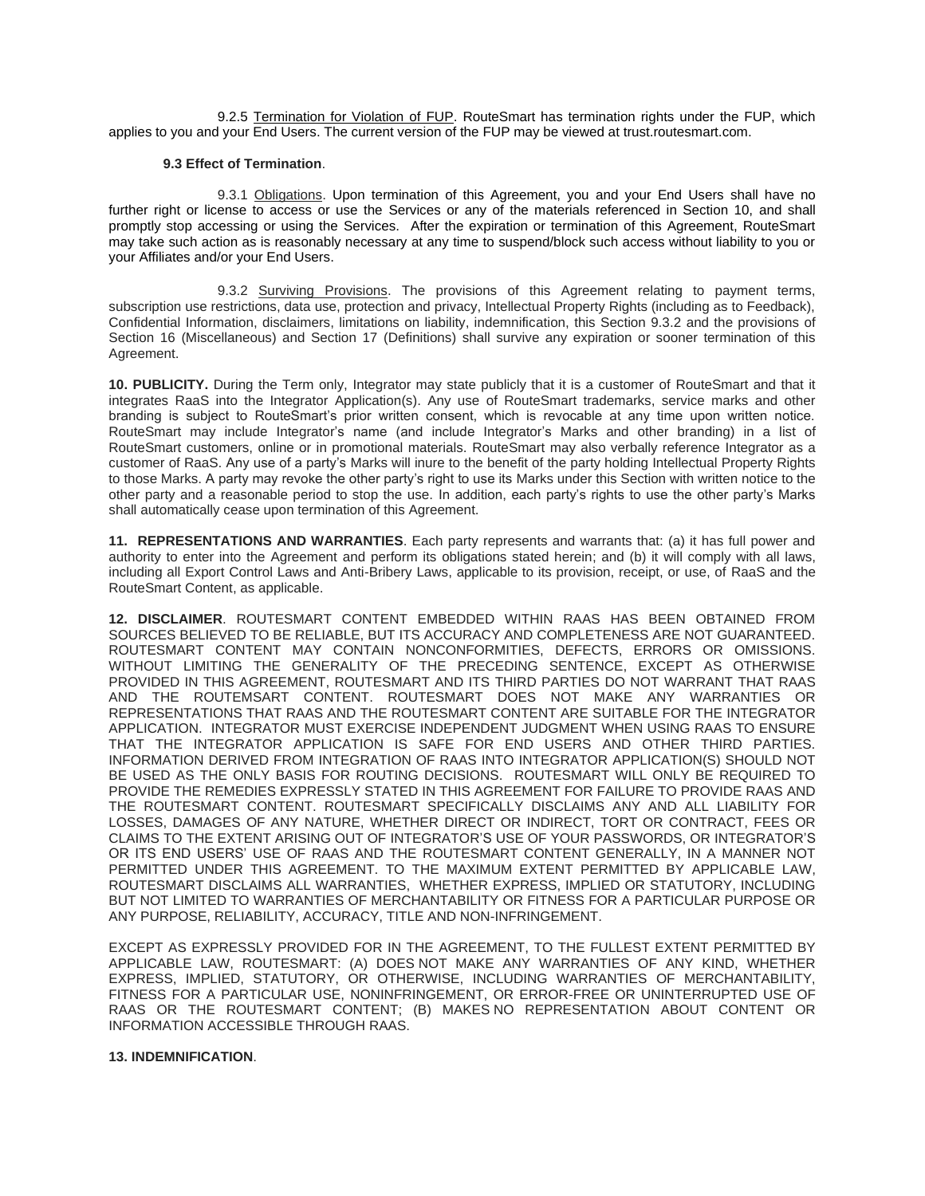9.2.5 Termination for Violation of FUP. RouteSmart has termination rights under the FUP, which applies to you and your End Users. The current version of the FUP may be viewed at trust.routesmart.com.

**9.3 Effect of Termination**.

9.3.1 Obligations. Upon termination of this Agreement, you and your End Users shall have no further right or license to access or use the Services or any of the materials referenced in Section 10, and shall promptly stop accessing or using the Services. After the expiration or termination of this Agreement, RouteSmart may take such action as is reasonably necessary at any time to suspend/block such access without liability to you or your Affiliates and/or your End Users.

9.3.2 Surviving Provisions. The provisions of this Agreement relating to payment terms, subscription use restrictions, data use, protection and privacy, Intellectual Property Rights (including as to Feedback), Confidential Information, disclaimers, limitations on liability, indemnification, this Section 9.3.2 and the provisions of Section 16 (Miscellaneous) and Section 17 (Definitions) shall survive any expiration or sooner termination of this Agreement.

**10. PUBLICITY.** During the Term only, Integrator may state publicly that it is a customer of RouteSmart and that it integrates RaaS into the Integrator Application(s). Any use of RouteSmart trademarks, service marks and other branding is subject to RouteSmart's prior written consent, which is revocable at any time upon written notice. RouteSmart may include Integrator's name (and include Integrator's Marks and other branding) in a list of RouteSmart customers, online or in promotional materials. RouteSmart may also verbally reference Integrator as a customer of RaaS. Any use of a party's Marks will inure to the benefit of the party holding Intellectual Property Rights to those Marks. A party may revoke the other party's right to use its Marks under this Section with written notice to the other party and a reasonable period to stop the use. In addition, each party's rights to use the other party's Marks shall automatically cease upon termination of this Agreement.

**11. REPRESENTATIONS AND WARRANTIES**. Each party represents and warrants that: (a) it has full power and authority to enter into the Agreement and perform its obligations stated herein; and (b) it will comply with all laws, including all Export Control Laws and Anti-Bribery Laws, applicable to its provision, receipt, or use, of RaaS and the RouteSmart Content, as applicable.

**12. DISCLAIMER**. ROUTESMART CONTENT EMBEDDED WITHIN RAAS HAS BEEN OBTAINED FROM SOURCES BELIEVED TO BE RELIABLE, BUT ITS ACCURACY AND COMPLETENESS ARE NOT GUARANTEED. ROUTESMART CONTENT MAY CONTAIN NONCONFORMITIES, DEFECTS, ERRORS OR OMISSIONS. WITHOUT LIMITING THE GENERALITY OF THE PRECEDING SENTENCE, EXCEPT AS OTHERWISE PROVIDED IN THIS AGREEMENT, ROUTESMART AND ITS THIRD PARTIES DO NOT WARRANT THAT RAAS AND THE ROUTEMSART CONTENT. ROUTESMART DOES NOT MAKE ANY WARRANTIES OR REPRESENTATIONS THAT RAAS AND THE ROUTESMART CONTENT ARE SUITABLE FOR THE INTEGRATOR APPLICATION. INTEGRATOR MUST EXERCISE INDEPENDENT JUDGMENT WHEN USING RAAS TO ENSURE THAT THE INTEGRATOR APPLICATION IS SAFE FOR END USERS AND OTHER THIRD PARTIES. INFORMATION DERIVED FROM INTEGRATION OF RAAS INTO INTEGRATOR APPLICATION(S) SHOULD NOT BE USED AS THE ONLY BASIS FOR ROUTING DECISIONS. ROUTESMART WILL ONLY BE REQUIRED TO PROVIDE THE REMEDIES EXPRESSLY STATED IN THIS AGREEMENT FOR FAILURE TO PROVIDE RAAS AND THE ROUTESMART CONTENT. ROUTESMART SPECIFICALLY DISCLAIMS ANY AND ALL LIABILITY FOR LOSSES, DAMAGES OF ANY NATURE, WHETHER DIRECT OR INDIRECT, TORT OR CONTRACT, FEES OR CLAIMS TO THE EXTENT ARISING OUT OF INTEGRATOR'S USE OF YOUR PASSWORDS, OR INTEGRATOR'S OR ITS END USERS' USE OF RAAS AND THE ROUTESMART CONTENT GENERALLY, IN A MANNER NOT PERMITTED UNDER THIS AGREEMENT. TO THE MAXIMUM EXTENT PERMITTED BY APPLICABLE LAW, ROUTESMART DISCLAIMS ALL WARRANTIES, WHETHER EXPRESS, IMPLIED OR STATUTORY, INCLUDING BUT NOT LIMITED TO WARRANTIES OF MERCHANTABILITY OR FITNESS FOR A PARTICULAR PURPOSE OR ANY PURPOSE, RELIABILITY, ACCURACY, TITLE AND NON-INFRINGEMENT.

EXCEPT AS EXPRESSLY PROVIDED FOR IN THE AGREEMENT, TO THE FULLEST EXTENT PERMITTED BY APPLICABLE LAW, ROUTESMART: (A) DOES NOT MAKE ANY WARRANTIES OF ANY KIND, WHETHER EXPRESS, IMPLIED, STATUTORY, OR OTHERWISE, INCLUDING WARRANTIES OF MERCHANTABILITY, FITNESS FOR A PARTICULAR USE, NONINFRINGEMENT, OR ERROR-FREE OR UNINTERRUPTED USE OF RAAS OR THE ROUTESMART CONTENT; (B) MAKES NO REPRESENTATION ABOUT CONTENT OR INFORMATION ACCESSIBLE THROUGH RAAS.

**13. INDEMNIFICATION**.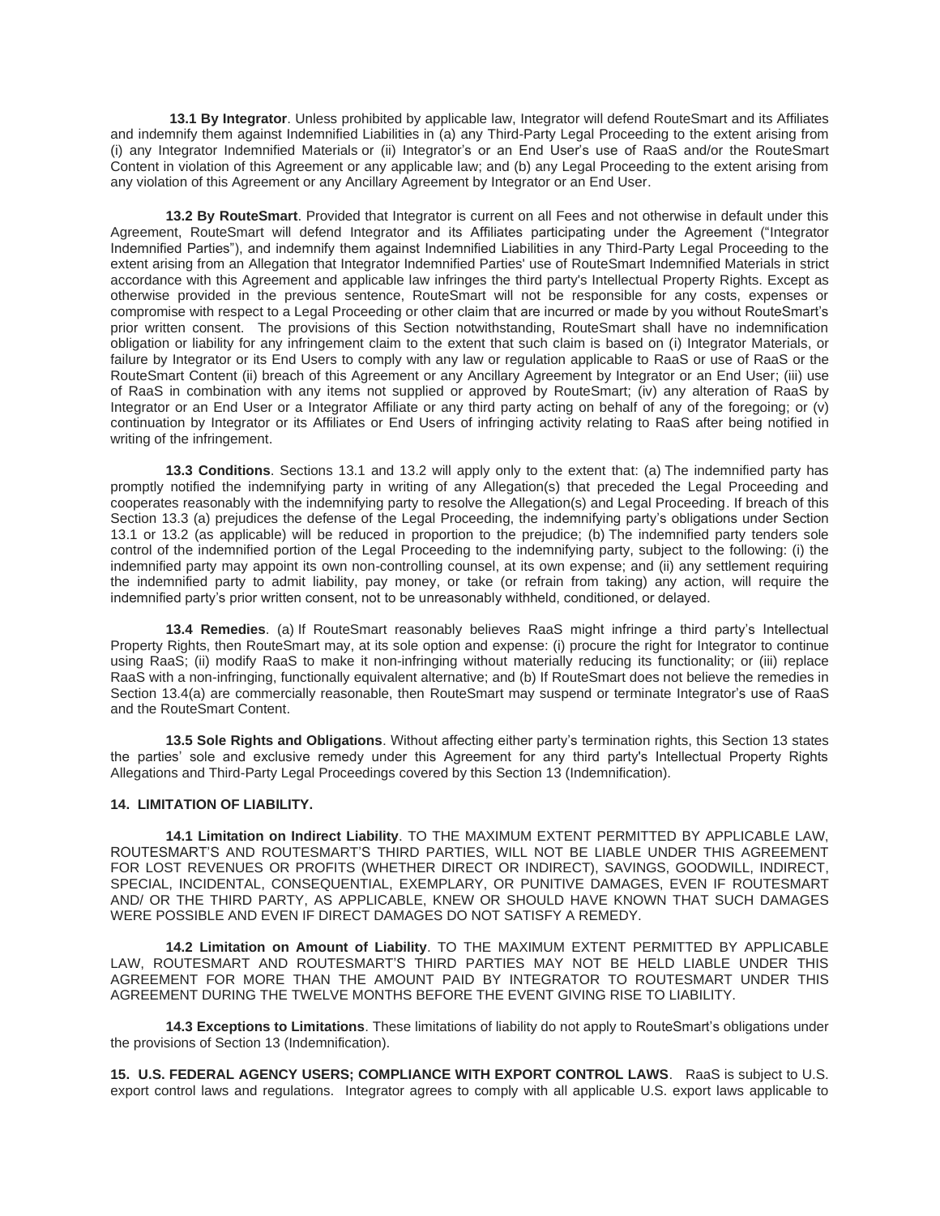**13.1 By Integrator**. Unless prohibited by applicable law, Integrator will defend RouteSmart and its Affiliates and indemnify them against Indemnified Liabilities in (a) any Third-Party Legal Proceeding to the extent arising from (i) any Integrator Indemnified Materials or (ii) Integrator's or an End User's use of RaaS and/or the RouteSmart Content in violation of this Agreement or any applicable law; and (b) any Legal Proceeding to the extent arising from any violation of this Agreement or any Ancillary Agreement by Integrator or an End User.

**13.2 By RouteSmart**. Provided that Integrator is current on all Fees and not otherwise in default under this Agreement, RouteSmart will defend Integrator and its Affiliates participating under the Agreement ("Integrator Indemnified Parties"), and indemnify them against Indemnified Liabilities in any Third-Party Legal Proceeding to the extent arising from an Allegation that Integrator Indemnified Parties' use of RouteSmart Indemnified Materials in strict accordance with this Agreement and applicable law infringes the third party's Intellectual Property Rights. Except as otherwise provided in the previous sentence, RouteSmart will not be responsible for any costs, expenses or compromise with respect to a Legal Proceeding or other claim that are incurred or made by you without RouteSmart's prior written consent. The provisions of this Section notwithstanding, RouteSmart shall have no indemnification obligation or liability for any infringement claim to the extent that such claim is based on (i) Integrator Materials, or failure by Integrator or its End Users to comply with any law or regulation applicable to RaaS or use of RaaS or the RouteSmart Content (ii) breach of this Agreement or any Ancillary Agreement by Integrator or an End User; (iii) use of RaaS in combination with any items not supplied or approved by RouteSmart; (iv) any alteration of RaaS by Integrator or an End User or a Integrator Affiliate or any third party acting on behalf of any of the foregoing; or (v) continuation by Integrator or its Affiliates or End Users of infringing activity relating to RaaS after being notified in writing of the infringement.

**13.3 Conditions**. Sections 13.1 and 13.2 will apply only to the extent that: (a) The indemnified party has promptly notified the indemnifying party in writing of any Allegation(s) that preceded the Legal Proceeding and cooperates reasonably with the indemnifying party to resolve the Allegation(s) and Legal Proceeding. If breach of this Section 13.3 (a) prejudices the defense of the Legal Proceeding, the indemnifying party's obligations under Section 13.1 or 13.2 (as applicable) will be reduced in proportion to the prejudice; (b) The indemnified party tenders sole control of the indemnified portion of the Legal Proceeding to the indemnifying party, subject to the following: (i) the indemnified party may appoint its own non-controlling counsel, at its own expense; and (ii) any settlement requiring the indemnified party to admit liability, pay money, or take (or refrain from taking) any action, will require the indemnified party's prior written consent, not to be unreasonably withheld, conditioned, or delayed.

**13.4 Remedies**. (a) If RouteSmart reasonably believes RaaS might infringe a third party's Intellectual Property Rights, then RouteSmart may, at its sole option and expense: (i) procure the right for Integrator to continue using RaaS; (ii) modify RaaS to make it non-infringing without materially reducing its functionality; or (iii) replace RaaS with a non-infringing, functionally equivalent alternative; and (b) If RouteSmart does not believe the remedies in Section 13.4(a) are commercially reasonable, then RouteSmart may suspend or terminate Integrator's use of RaaS and the RouteSmart Content.

**13.5 Sole Rights and Obligations**. Without affecting either party's termination rights, this Section 13 states the parties' sole and exclusive remedy under this Agreement for any third party's Intellectual Property Rights Allegations and Third-Party Legal Proceedings covered by this Section 13 (Indemnification).

**14. LIMITATION OF LIABILITY.**

**14.1 Limitation on Indirect Liability**. TO THE MAXIMUM EXTENT PERMITTED BY APPLICABLE LAW, ROUTESMART'S AND ROUTESMART'S THIRD PARTIES, WILL NOT BE LIABLE UNDER THIS AGREEMENT FOR LOST REVENUES OR PROFITS (WHETHER DIRECT OR INDIRECT), SAVINGS, GOODWILL, INDIRECT, SPECIAL, INCIDENTAL, CONSEQUENTIAL, EXEMPLARY, OR PUNITIVE DAMAGES, EVEN IF ROUTESMART AND/ OR THE THIRD PARTY, AS APPLICABLE, KNEW OR SHOULD HAVE KNOWN THAT SUCH DAMAGES WERE POSSIBLE AND EVEN IF DIRECT DAMAGES DO NOT SATISFY A REMEDY.

**14.2 Limitation on Amount of Liability**. TO THE MAXIMUM EXTENT PERMITTED BY APPLICABLE LAW, ROUTESMART AND ROUTESMART'S THIRD PARTIES MAY NOT BE HELD LIABLE UNDER THIS AGREEMENT FOR MORE THAN THE AMOUNT PAID BY INTEGRATOR TO ROUTESMART UNDER THIS AGREEMENT DURING THE TWELVE MONTHS BEFORE THE EVENT GIVING RISE TO LIABILITY.

**14.3 Exceptions to Limitations**. These limitations of liability do not apply to RouteSmart's obligations under the provisions of Section 13 (Indemnification).

**15. U.S. FEDERAL AGENCY USERS; COMPLIANCE WITH EXPORT CONTROL LAWS**. RaaS is subject to U.S. export control laws and regulations. Integrator agrees to comply with all applicable U.S. export laws applicable to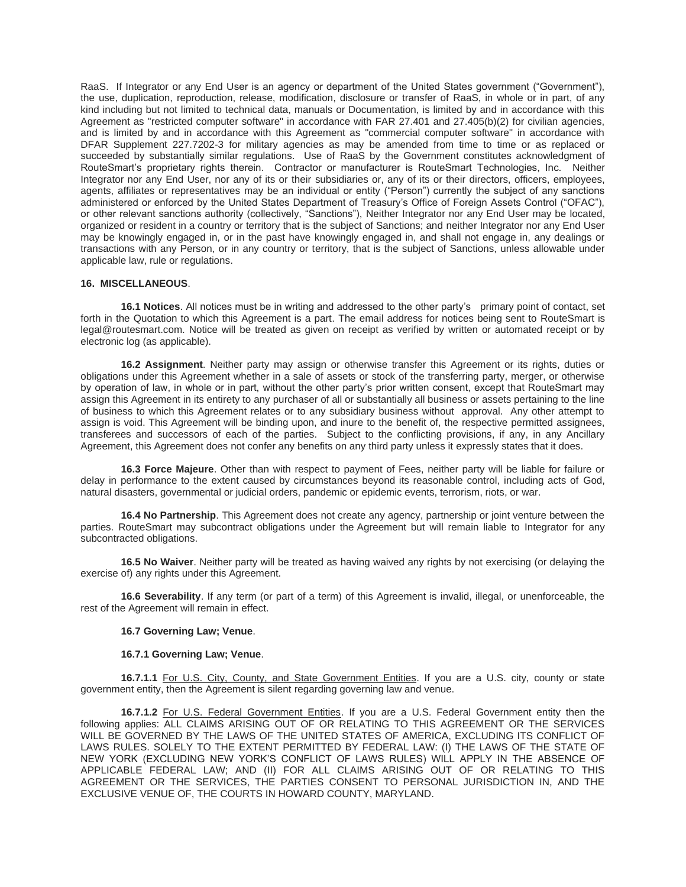RaaS. If Integrator or any End User is an agency or department of the United States government ("Government"), the use, duplication, reproduction, release, modification, disclosure or transfer of RaaS, in whole or in part, of any kind including but not limited to technical data, manuals or Documentation, is limited by and in accordance with this Agreement as "restricted computer software" in accordance with FAR 27.401 and 27.405(b)(2) for civilian agencies, and is limited by and in accordance with this Agreement as "commercial computer software" in accordance with DFAR Supplement 227.7202-3 for military agencies as may be amended from time to time or as replaced or succeeded by substantially similar regulations. Use of RaaS by the Government constitutes acknowledgment of RouteSmart's proprietary rights therein. Contractor or manufacturer is RouteSmart Technologies, Inc. Neither Integrator nor any End User, nor any of its or their subsidiaries or, any of its or their directors, officers, employees, agents, affiliates or representatives may be an individual or entity ("Person") currently the subject of any sanctions administered or enforced by the United States Department of Treasury's Office of Foreign Assets Control ("OFAC"), or other relevant sanctions authority (collectively, "Sanctions"), Neither Integrator nor any End User may be located, organized or resident in a country or territory that is the subject of Sanctions; and neither Integrator nor any End User may be knowingly engaged in, or in the past have knowingly engaged in, and shall not engage in, any dealings or transactions with any Person, or in any country or territory, that is the subject of Sanctions, unless allowable under applicable law, rule or regulations.

**16. MISCELLANEOUS**.

**16.1 Notices**. All notices must be in writing and addressed to the other party's primary point of contact, set forth in the Quotation to which this Agreement is a part. The email address for notices being sent to RouteSmart is legal@routesmart.com. Notice will be treated as given on receipt as verified by written or automated receipt or by electronic log (as applicable).

**16.2 Assignment**. Neither party may assign or otherwise transfer this Agreement or its rights, duties or obligations under this Agreement whether in a sale of assets or stock of the transferring party, merger, or otherwise by operation of law, in whole or in part, without the other party's prior written consent, except that RouteSmart may assign this Agreement in its entirety to any purchaser of all or substantially all business or assets pertaining to the line of business to which this Agreement relates or to any subsidiary business without approval. Any other attempt to assign is void. This Agreement will be binding upon, and inure to the benefit of, the respective permitted assignees, transferees and successors of each of the parties. Subject to the conflicting provisions, if any, in any Ancillary Agreement, this Agreement does not confer any benefits on any third party unless it expressly states that it does.

**16.3 Force Majeure**. Other than with respect to payment of Fees, neither party will be liable for failure or delay in performance to the extent caused by circumstances beyond its reasonable control, including acts of God, natural disasters, governmental or judicial orders, pandemic or epidemic events, terrorism, riots, or war.

**16.4 No Partnership**. This Agreement does not create any agency, partnership or joint venture between the parties. RouteSmart may subcontract obligations under the Agreement but will remain liable to Integrator for any subcontracted obligations.

**16.5 No Waiver**. Neither party will be treated as having waived any rights by not exercising (or delaying the exercise of) any rights under this Agreement.

**16.6 Severability**. If any term (or part of a term) of this Agreement is invalid, illegal, or unenforceable, the rest of the Agreement will remain in effect.

**16.7 Governing Law; Venue**.

**16.7.1 Governing Law; Venue**.

**16.7.1.1** For U.S. City, County, and State Government Entities. If you are a U.S. city, county or state government entity, then the Agreement is silent regarding governing law and venue.

**16.7.1.2** For U.S. Federal Government Entities. If you are a U.S. Federal Government entity then the following applies: ALL CLAIMS ARISING OUT OF OR RELATING TO THIS AGREEMENT OR THE SERVICES WILL BE GOVERNED BY THE LAWS OF THE UNITED STATES OF AMERICA, EXCLUDING ITS CONFLICT OF LAWS RULES. SOLELY TO THE EXTENT PERMITTED BY FEDERAL LAW: (I) THE LAWS OF THE STATE OF NEW YORK (EXCLUDING NEW YORK'S CONFLICT OF LAWS RULES) WILL APPLY IN THE ABSENCE OF APPLICABLE FEDERAL LAW; AND (II) FOR ALL CLAIMS ARISING OUT OF OR RELATING TO THIS AGREEMENT OR THE SERVICES, THE PARTIES CONSENT TO PERSONAL JURISDICTION IN, AND THE EXCLUSIVE VENUE OF, THE COURTS IN HOWARD COUNTY, MARYLAND.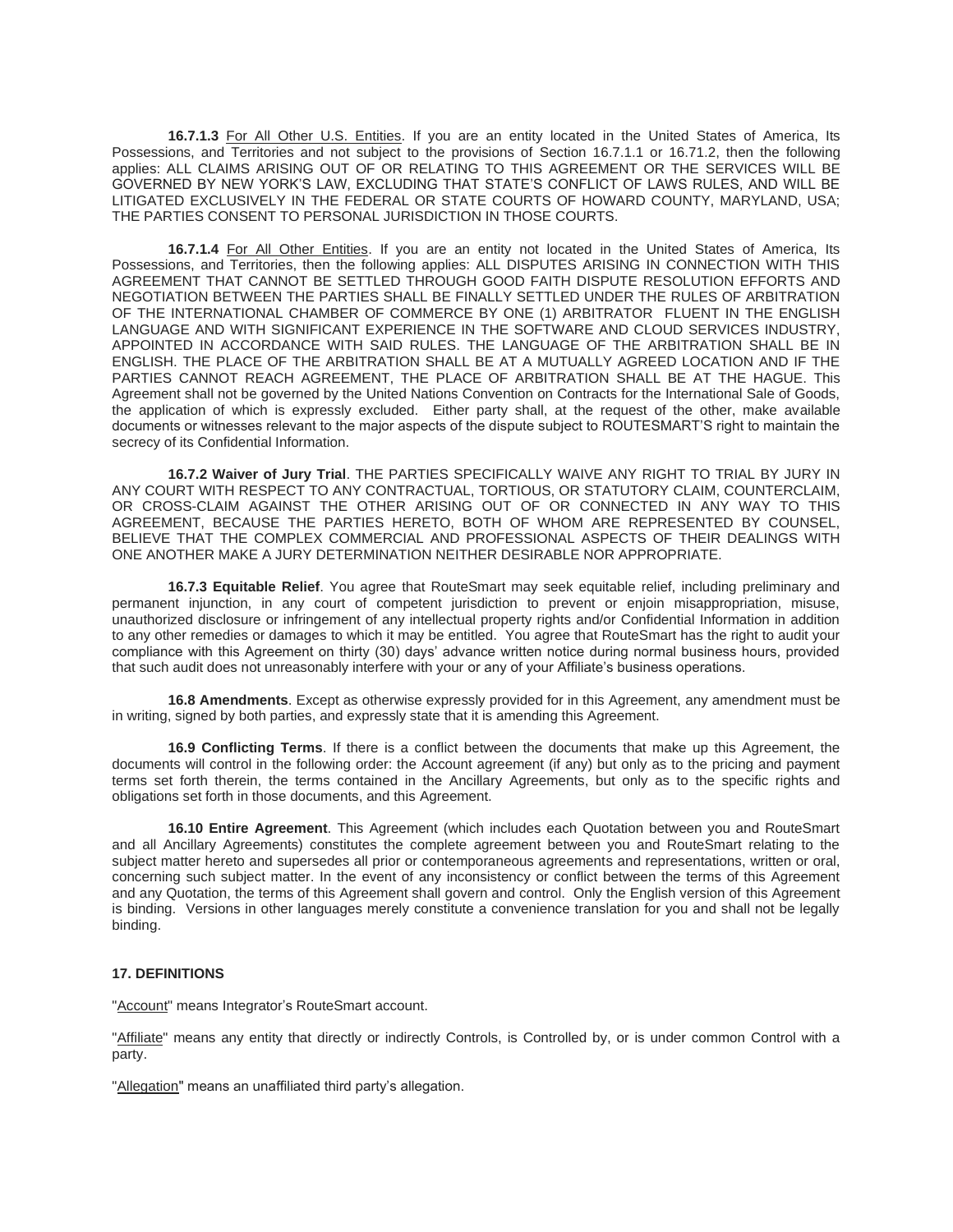**16.7.1.3** For All Other U.S. Entities. If you are an entity located in the United States of America, Its Possessions, and Territories and not subject to the provisions of Section 16.7.1.1 or 16.71.2, then the following applies: ALL CLAIMS ARISING OUT OF OR RELATING TO THIS AGREEMENT OR THE SERVICES WILL BE GOVERNED BY NEW YORK'S LAW, EXCLUDING THAT STATE'S CONFLICT OF LAWS RULES, AND WILL BE LITIGATED EXCLUSIVELY IN THE FEDERAL OR STATE COURTS OF HOWARD COUNTY, MARYLAND, USA; THE PARTIES CONSENT TO PERSONAL JURISDICTION IN THOSE COURTS.

**16.7.1.4** For All Other Entities. If you are an entity not located in the United States of America, Its Possessions, and Territories, then the following applies: ALL DISPUTES ARISING IN CONNECTION WITH THIS AGREEMENT THAT CANNOT BE SETTLED THROUGH GOOD FAITH DISPUTE RESOLUTION EFFORTS AND NEGOTIATION BETWEEN THE PARTIES SHALL BE FINALLY SETTLED UNDER THE RULES OF ARBITRATION OF THE INTERNATIONAL CHAMBER OF COMMERCE BY ONE (1) ARBITRATOR FLUENT IN THE ENGLISH LANGUAGE AND WITH SIGNIFICANT EXPERIENCE IN THE SOFTWARE AND CLOUD SERVICES INDUSTRY, APPOINTED IN ACCORDANCE WITH SAID RULES. THE LANGUAGE OF THE ARBITRATION SHALL BE IN ENGLISH. THE PLACE OF THE ARBITRATION SHALL BE AT A MUTUALLY AGREED LOCATION AND IF THE PARTIES CANNOT REACH AGREEMENT, THE PLACE OF ARBITRATION SHALL BE AT THE HAGUE. This Agreement shall not be governed by the United Nations Convention on Contracts for the International Sale of Goods, the application of which is expressly excluded. Either party shall, at the request of the other, make available documents or witnesses relevant to the major aspects of the dispute subject to ROUTESMART'S right to maintain the secrecy of its Confidential Information.

**16.7.2 Waiver of Jury Trial**. THE PARTIES SPECIFICALLY WAIVE ANY RIGHT TO TRIAL BY JURY IN ANY COURT WITH RESPECT TO ANY CONTRACTUAL, TORTIOUS, OR STATUTORY CLAIM, COUNTERCLAIM, OR CROSS-CLAIM AGAINST THE OTHER ARISING OUT OF OR CONNECTED IN ANY WAY TO THIS AGREEMENT, BECAUSE THE PARTIES HERETO, BOTH OF WHOM ARE REPRESENTED BY COUNSEL, BELIEVE THAT THE COMPLEX COMMERCIAL AND PROFESSIONAL ASPECTS OF THEIR DEALINGS WITH ONE ANOTHER MAKE A JURY DETERMINATION NEITHER DESIRABLE NOR APPROPRIATE.

**16.7.3 Equitable Relief**. You agree that RouteSmart may seek equitable relief, including preliminary and permanent injunction, in any court of competent jurisdiction to prevent or enjoin misappropriation, misuse, unauthorized disclosure or infringement of any intellectual property rights and/or Confidential Information in addition to any other remedies or damages to which it may be entitled. You agree that RouteSmart has the right to audit your compliance with this Agreement on thirty (30) days' advance written notice during normal business hours, provided that such audit does not unreasonably interfere with your or any of your Affiliate's business operations.

**16.8 Amendments**. Except as otherwise expressly provided for in this Agreement, any amendment must be in writing, signed by both parties, and expressly state that it is amending this Agreement.

**16.9 Conflicting Terms**. If there is a conflict between the documents that make up this Agreement, the documents will control in the following order: the Account agreement (if any) but only as to the pricing and payment terms set forth therein, the terms contained in the Ancillary Agreements, but only as to the specific rights and obligations set forth in those documents, and this Agreement.

**16.10 Entire Agreement**. This Agreement (which includes each Quotation between you and RouteSmart and all Ancillary Agreements) constitutes the complete agreement between you and RouteSmart relating to the subject matter hereto and supersedes all prior or contemporaneous agreements and representations, written or oral, concerning such subject matter. In the event of any inconsistency or conflict between the terms of this Agreement and any Quotation, the terms of this Agreement shall govern and control. Only the English version of this Agreement is binding. Versions in other languages merely constitute a convenience translation for you and shall not be legally binding.

## 17. DEFINITIONS

"Account" means Integrator's RouteSmart account.

"Affiliate" means any entity that directly or indirectly Controls, is Controlled by, or is under common Control with a party.

"Allegation" means an unaffiliated third party's allegation.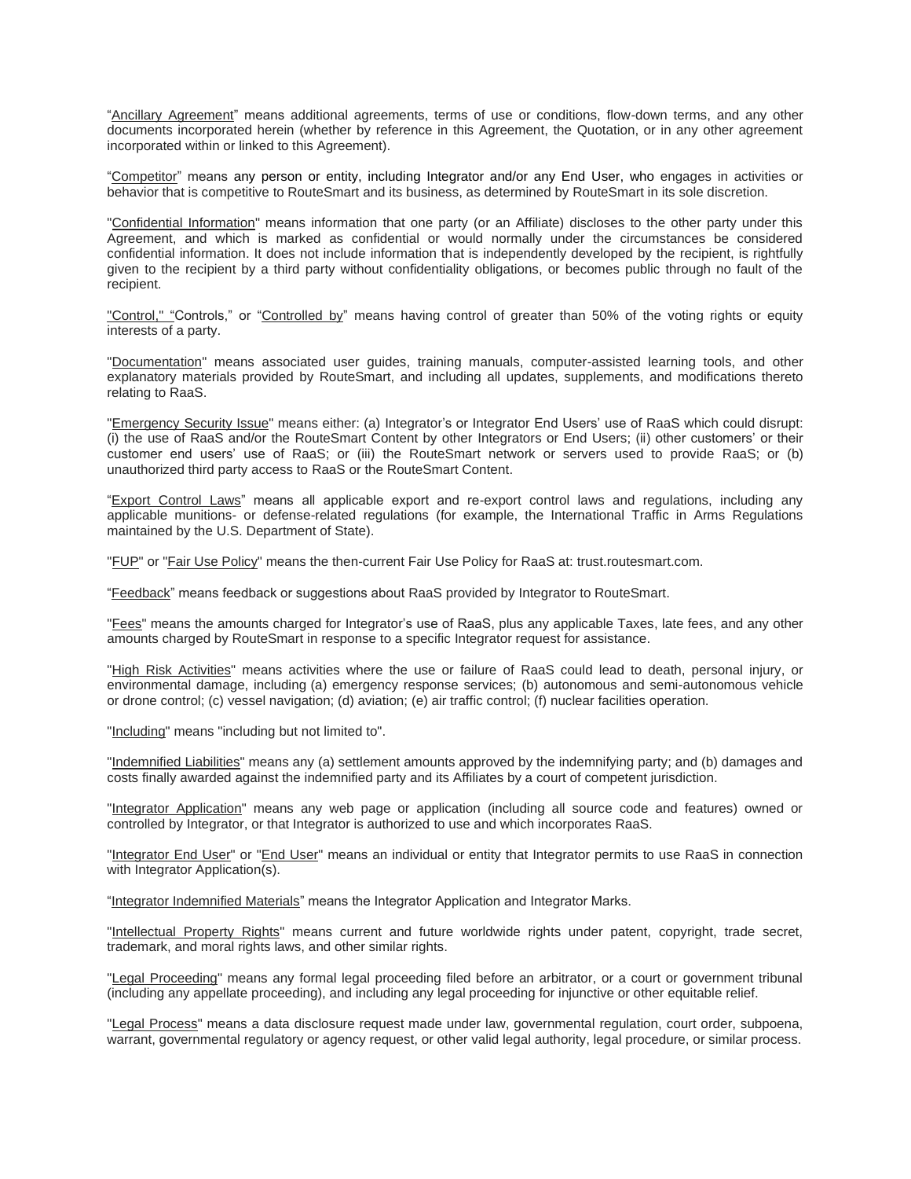"Ancillary Agreement" means additional agreements, terms of use or conditions, flow-down terms, and any other documents incorporated herein (whether by reference in this Agreement, the Quotation, or in any other agreement incorporated within or linked to this Agreement).

"Competitor" means any person or entity, including Integrator and/or any End User, who engages in activities or behavior that is competitive to RouteSmart and its business, as determined by RouteSmart in its sole discretion.

"Confidential Information" means information that one party (or an Affiliate) discloses to the other party under this Agreement, and which is marked as confidential or would normally under the circumstances be considered confidential information. It does not include information that is independently developed by the recipient, is rightfully given to the recipient by a third party without confidentiality obligations, or becomes public through no fault of the recipient.

"Control," "Controls," or "Controlled by" means having control of greater than 50% of the voting rights or equity interests of a party.

"Documentation" means associated user guides, training manuals, computer-assisted learning tools, and other explanatory materials provided by RouteSmart, and including all updates, supplements, and modifications thereto relating to RaaS.

"Emergency Security Issue" means either: (a) Integrator's or Integrator End Users' use of RaaS which could disrupt: (i) the use of RaaS and/or the RouteSmart Content by other Integrators or End Users; (ii) other customers' or their customer end users' use of RaaS; or (iii) the RouteSmart network or servers used to provide RaaS; or (b) unauthorized third party access to RaaS or the RouteSmart Content.

"Export Control Laws" means all applicable export and re-export control laws and regulations, including any applicable munitions- or defense-related regulations (for example, the International Traffic in Arms Regulations maintained by the U.S. Department of State).

"FUP" or "Fair Use Policy" means the then-current Fair Use Policy for RaaS at: trust.routesmart.com.

"Feedback" means feedback or suggestions about RaaS provided by Integrator to RouteSmart.

"Fees" means the amounts charged for Integrator's use of RaaS, plus any applicable Taxes, late fees, and any other amounts charged by RouteSmart in response to a specific Integrator request for assistance.

"High Risk Activities" means activities where the use or failure of RaaS could lead to death, personal injury, or environmental damage, including (a) emergency response services; (b) autonomous and semi-autonomous vehicle or drone control; (c) vessel navigation; (d) aviation; (e) air traffic control; (f) nuclear facilities operation.

"Including" means "including but not limited to".

"Indemnified Liabilities" means any (a) settlement amounts approved by the indemnifying party; and (b) damages and costs finally awarded against the indemnified party and its Affiliates by a court of competent jurisdiction.

"Integrator Application" means any web page or application (including all source code and features) owned or controlled by Integrator, or that Integrator is authorized to use and which incorporates RaaS.

"Integrator End User" or "End User" means an individual or entity that Integrator permits to use RaaS in connection with Integrator Application(s).

"Integrator Indemnified Materials" means the Integrator Application and Integrator Marks.

"Intellectual Property Rights" means current and future worldwide rights under patent, copyright, trade secret, trademark, and moral rights laws, and other similar rights.

"Legal Proceeding" means any formal legal proceeding filed before an arbitrator, or a court or government tribunal (including any appellate proceeding), and including any legal proceeding for injunctive or other equitable relief.

"Legal Process" means a data disclosure request made under law, governmental regulation, court order, subpoena, warrant, governmental regulatory or agency request, or other valid legal authority, legal procedure, or similar process.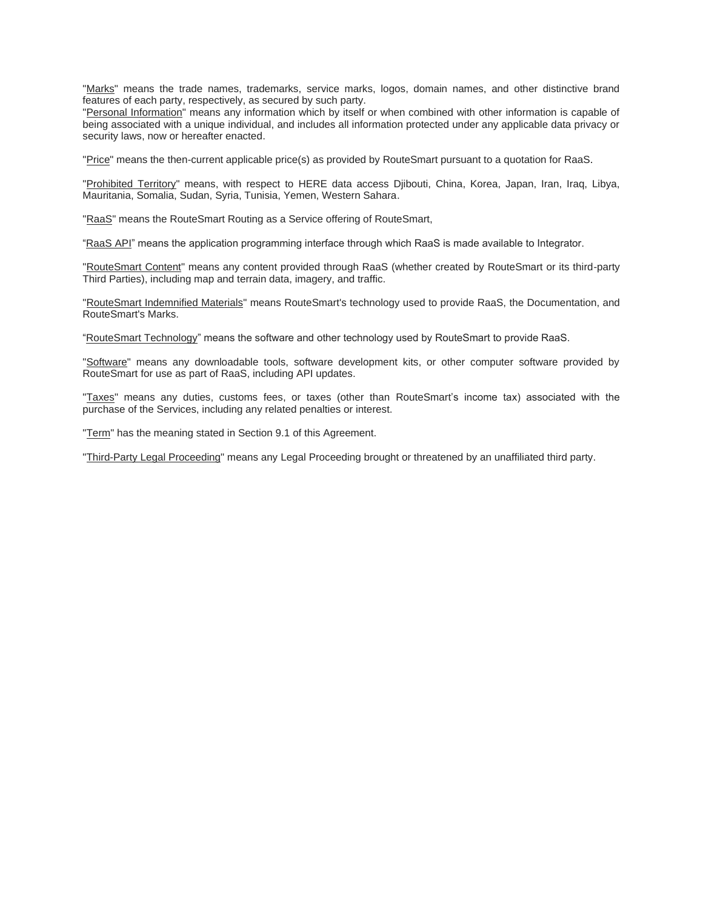"Marks" means the trade names, trademarks, service marks, logos, domain names, and other distinctive brand features of each party, respectively, as secured by such party.
"Personal Information" means any information which by itself or when combined with other information is capable of being associated with a unique individual, and includes all information protected under any applicable data privacy or security laws, now or hereafter enacted.

"Price" means the then-current applicable price(s) as provided by RouteSmart pursuant to a quotation for RaaS.

"Prohibited Territory" means, with respect to HERE data access Djibouti, China, Korea, Japan, Iran, Iraq, Libya, Mauritania, Somalia, Sudan, Syria, Tunisia, Yemen, Western Sahara.

"RaaS" means the RouteSmart Routing as a Service offering of RouteSmart,

"RaaS API" means the application programming interface through which RaaS is made available to Integrator.

"RouteSmart Content" means any content provided through RaaS (whether created by RouteSmart or its third-party Third Parties), including map and terrain data, imagery, and traffic.

"RouteSmart Indemnified Materials" means RouteSmart's technology used to provide RaaS, the Documentation, and RouteSmart's Marks.

"RouteSmart Technology" means the software and other technology used by RouteSmart to provide RaaS.

"Software" means any downloadable tools, software development kits, or other computer software provided by RouteSmart for use as part of RaaS, including API updates.

"Taxes" means any duties, customs fees, or taxes (other than RouteSmart's income tax) associated with the purchase of the Services, including any related penalties or interest.

"Term" has the meaning stated in Section 9.1 of this Agreement.

"Third-Party Legal Proceeding" means any Legal Proceeding brought or threatened by an unaffiliated third party.